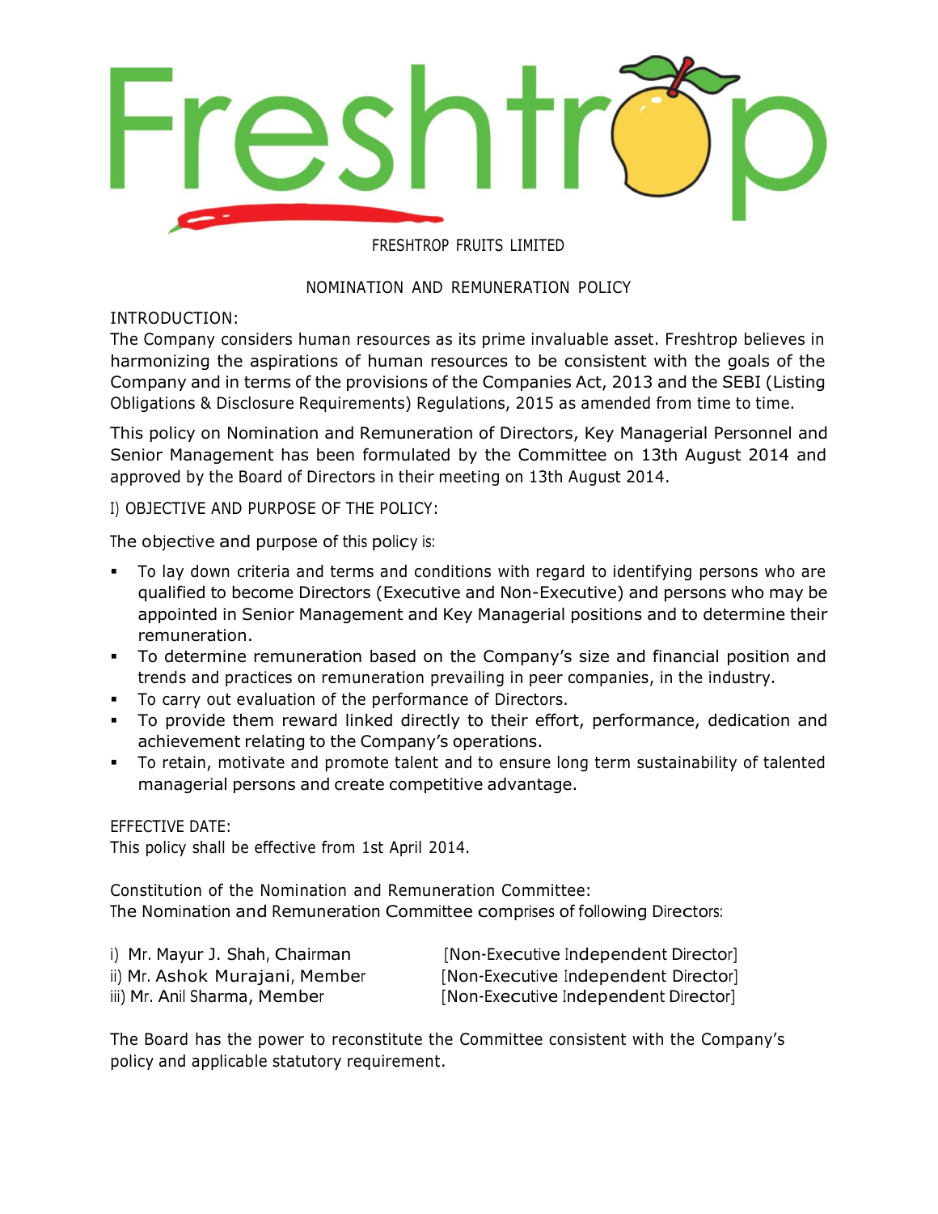# Freshtrop

FRESHTROP FRUITS LIMITED

## NOMINATION AND REMUNERATION POLICY

### INTRODUCTION:

The Company considers human resources as its prime invaluable asset. Freshtrop believes in harmonizing the aspirations of human resources to be consistent with the goals of the Company and in terms of the provisions of the Companies Act, 2013 and the SEBI (Listing Obligations & Disclosure Requirements) Regulations, 2015 as amended from time to time.

This policy on Nomination and Remuneration of Directors, Key Managerial Personnel and Senior Management has been formulated by the Committee on 13th August 2014 and approved by the Board of Directors in their meeting on 13th August 2014.

### I) OBJECTIVE AND PURPOSE OF THE POLICY:

The objective and purpose of this policy is:

- To lay down criteria and terms and conditions with regard to identifying persons who are qualified to become Directors (Executive and Non-Executive) and persons who may be appointed in Senior Management and Key Managerial positions and to determine their remuneration.
- To determine remuneration based on the Company's size and financial position and trends and practices on remuneration prevailing in peer companies, in the industry.
- To carry out evaluation of the performance of Directors.
- To provide them reward linked directly to their effort, performance, dedication and achievement relating to the Company's operations.
- To retain, motivate and promote talent and to ensure long term sustainability of talented managerial persons and create competitive advantage.

### EFFECTIVE DATE:

This policy shall be effective from 1st April 2014.

### Constitution of the Nomination and Remuneration Committee:

The Nomination and Remuneration Committee comprises of following Directors:

| | |
|---|---|
| i) Mr. Mayur J. Shah, Chairman | [Non-Executive Independent Director] |
| ii) Mr. Ashok Murajani, Member | [Non-Executive Independent Director] |
| iii) Mr. Anil Sharma, Member | [Non-Executive Independent Director] |

The Board has the power to reconstitute the Committee consistent with the Company's policy and applicable statutory requirement.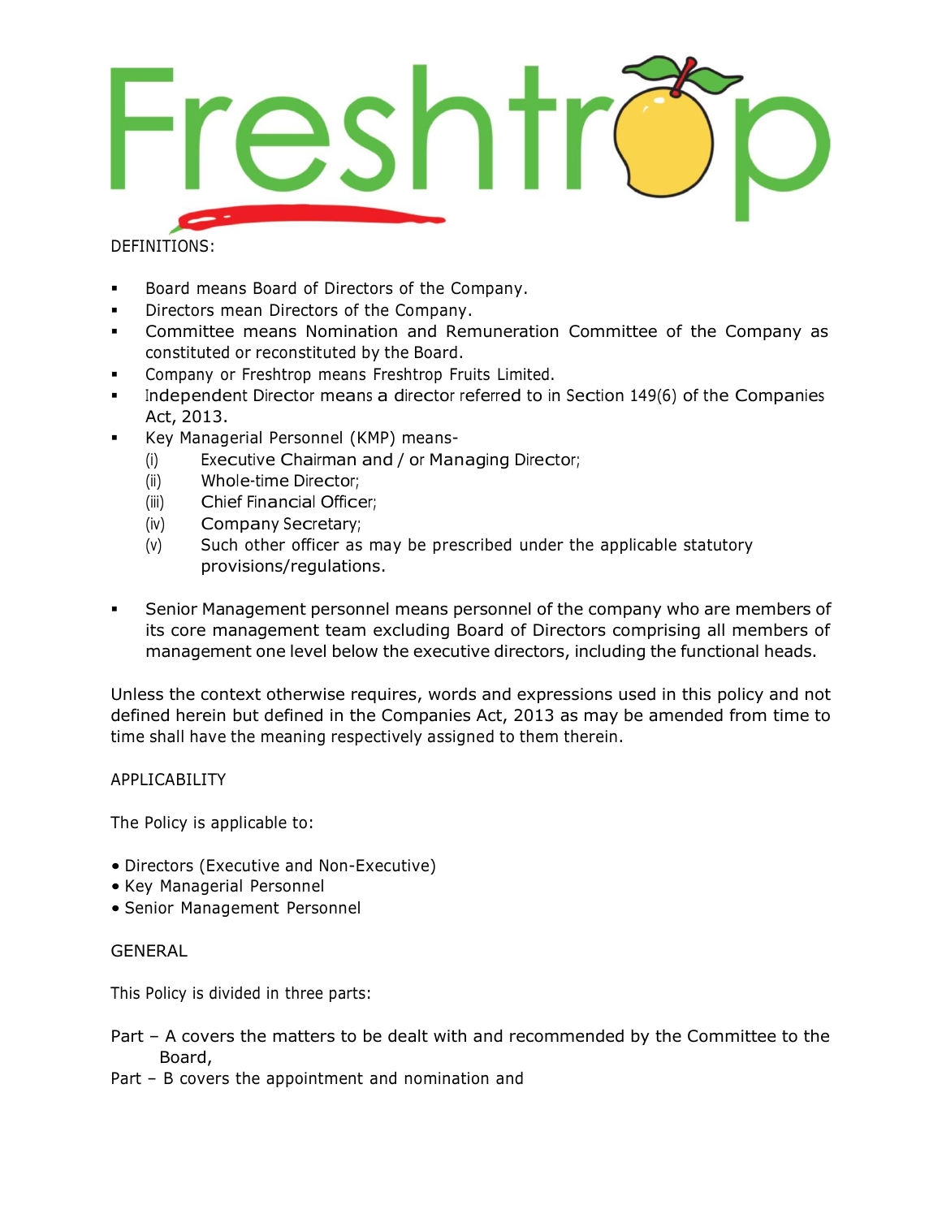Freshtrop

DEFINITIONS:

- Board means Board of Directors of the Company.
- Directors mean Directors of the Company.
- Committee means Nomination and Remuneration Committee of the Company as constituted or reconstituted by the Board.
- Company or Freshtrop means Freshtrop Fruits Limited.
- Independent Director means a director referred to in Section 149(6) of the Companies Act, 2013.
- Key Managerial Personnel (KMP) means-
  - (i) Executive Chairman and / or Managing Director;
  - (ii) Whole-time Director;
  - (iii) Chief Financial Officer;
  - (iv) Company Secretary;
  - (v) Such other officer as may be prescribed under the applicable statutory provisions/regulations.
- Senior Management personnel means personnel of the company who are members of its core management team excluding Board of Directors comprising all members of management one level below the executive directors, including the functional heads.

Unless the context otherwise requires, words and expressions used in this policy and not defined herein but defined in the Companies Act, 2013 as may be amended from time to time shall have the meaning respectively assigned to them therein.

APPLICABILITY

The Policy is applicable to:

- Directors (Executive and Non-Executive)
- Key Managerial Personnel
- Senior Management Personnel

GENERAL

This Policy is divided in three parts:

Part – A covers the matters to be dealt with and recommended by the Committee to the Board,

Part – B covers the appointment and nomination and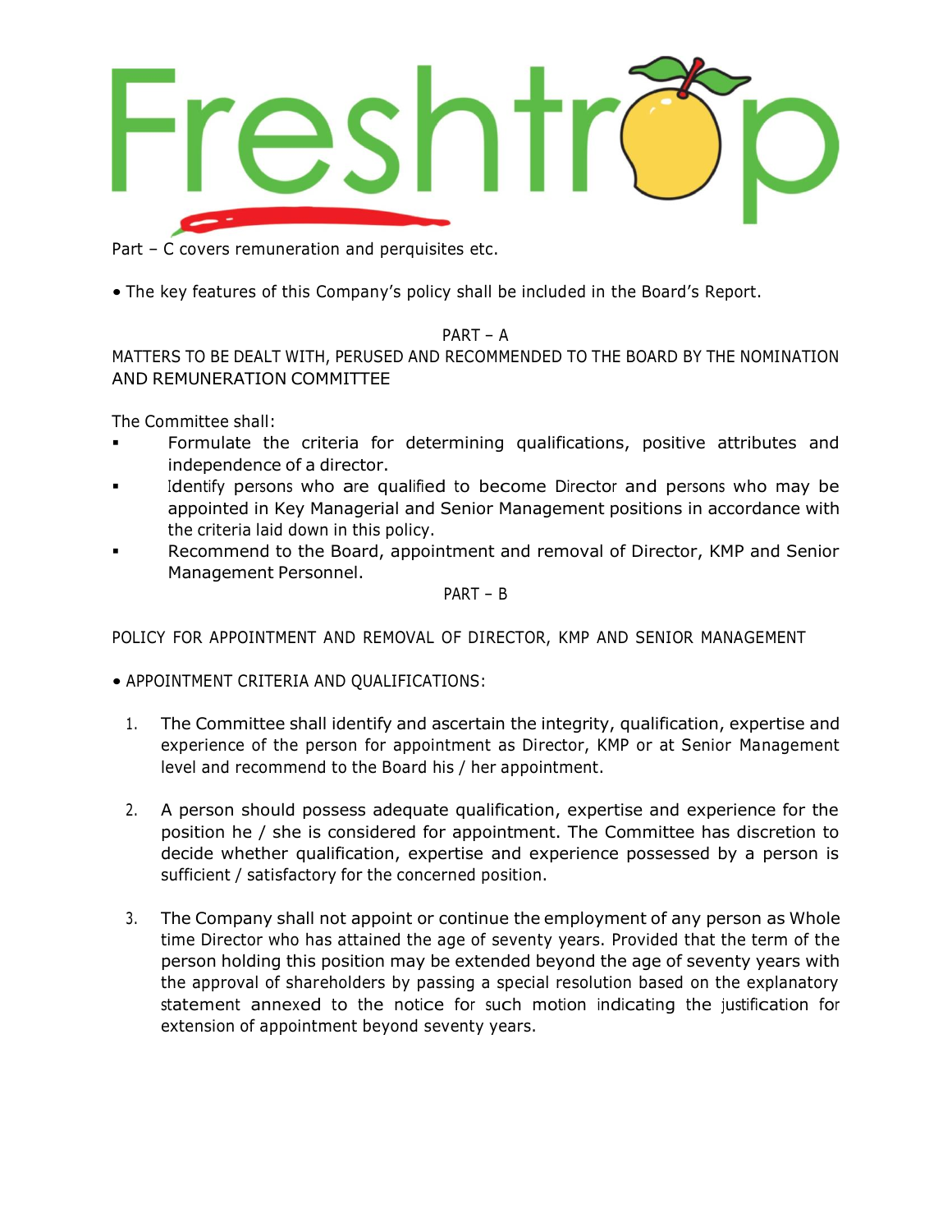Part – C covers remuneration and perquisites etc.

- The key features of this Company's policy shall be included in the Board's Report.

## PART – A

## MATTERS TO BE DEALT WITH, PERUSED AND RECOMMENDED TO THE BOARD BY THE NOMINATION AND REMUNERATION COMMITTEE

The Committee shall:

- Formulate the criteria for determining qualifications, positive attributes and independence of a director.
- Identify persons who are qualified to become Director and persons who may be appointed in Key Managerial and Senior Management positions in accordance with the criteria laid down in this policy.
- Recommend to the Board, appointment and removal of Director, KMP and Senior Management Personnel.

## PART – B

## POLICY FOR APPOINTMENT AND REMOVAL OF DIRECTOR, KMP AND SENIOR MANAGEMENT

- APPOINTMENT CRITERIA AND QUALIFICATIONS:

1. The Committee shall identify and ascertain the integrity, qualification, expertise and experience of the person for appointment as Director, KMP or at Senior Management level and recommend to the Board his / her appointment.

2. A person should possess adequate qualification, expertise and experience for the position he / she is considered for appointment. The Committee has discretion to decide whether qualification, expertise and experience possessed by a person is sufficient / satisfactory for the concerned position.

3. The Company shall not appoint or continue the employment of any person as Whole time Director who has attained the age of seventy years. Provided that the term of the person holding this position may be extended beyond the age of seventy years with the approval of shareholders by passing a special resolution based on the explanatory statement annexed to the notice for such motion indicating the justification for extension of appointment beyond seventy years.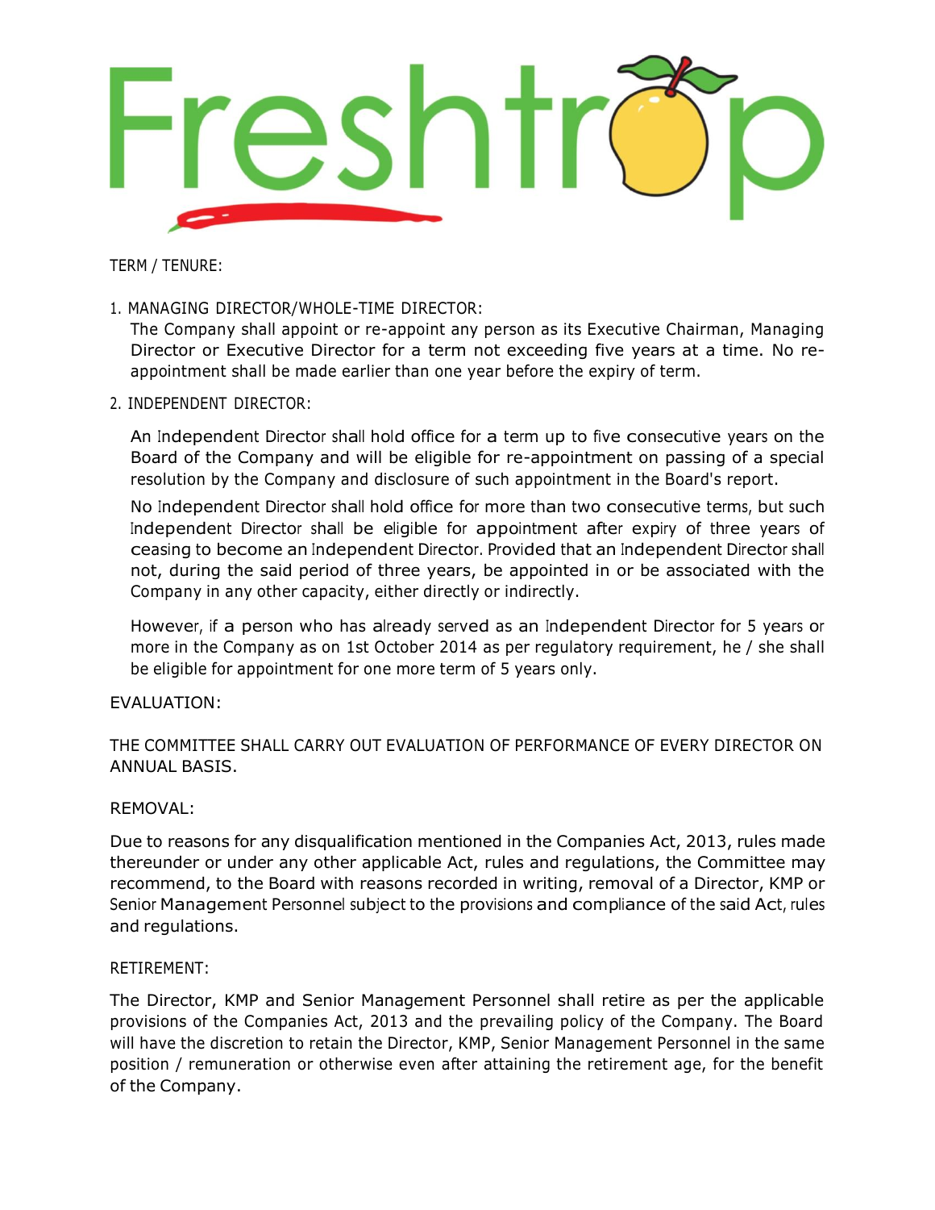TERM / TENURE:

1. MANAGING DIRECTOR/WHOLE-TIME DIRECTOR:

   The Company shall appoint or re-appoint any person as its Executive Chairman, Managing Director or Executive Director for a term not exceeding five years at a time. No re-appointment shall be made earlier than one year before the expiry of term.

2. INDEPENDENT DIRECTOR:

   An Independent Director shall hold office for a term up to five consecutive years on the Board of the Company and will be eligible for re-appointment on passing of a special resolution by the Company and disclosure of such appointment in the Board's report.

   No Independent Director shall hold office for more than two consecutive terms, but such Independent Director shall be eligible for appointment after expiry of three years of ceasing to become an Independent Director. Provided that an Independent Director shall not, during the said period of three years, be appointed in or be associated with the Company in any other capacity, either directly or indirectly.

   However, if a person who has already served as an Independent Director for 5 years or more in the Company as on 1st October 2014 as per regulatory requirement, he / she shall be eligible for appointment for one more term of 5 years only.

EVALUATION:

THE COMMITTEE SHALL CARRY OUT EVALUATION OF PERFORMANCE OF EVERY DIRECTOR ON ANNUAL BASIS.

REMOVAL:

Due to reasons for any disqualification mentioned in the Companies Act, 2013, rules made thereunder or under any other applicable Act, rules and regulations, the Committee may recommend, to the Board with reasons recorded in writing, removal of a Director, KMP or Senior Management Personnel subject to the provisions and compliance of the said Act, rules and regulations.

RETIREMENT:

The Director, KMP and Senior Management Personnel shall retire as per the applicable provisions of the Companies Act, 2013 and the prevailing policy of the Company. The Board will have the discretion to retain the Director, KMP, Senior Management Personnel in the same position / remuneration or otherwise even after attaining the retirement age, for the benefit of the Company.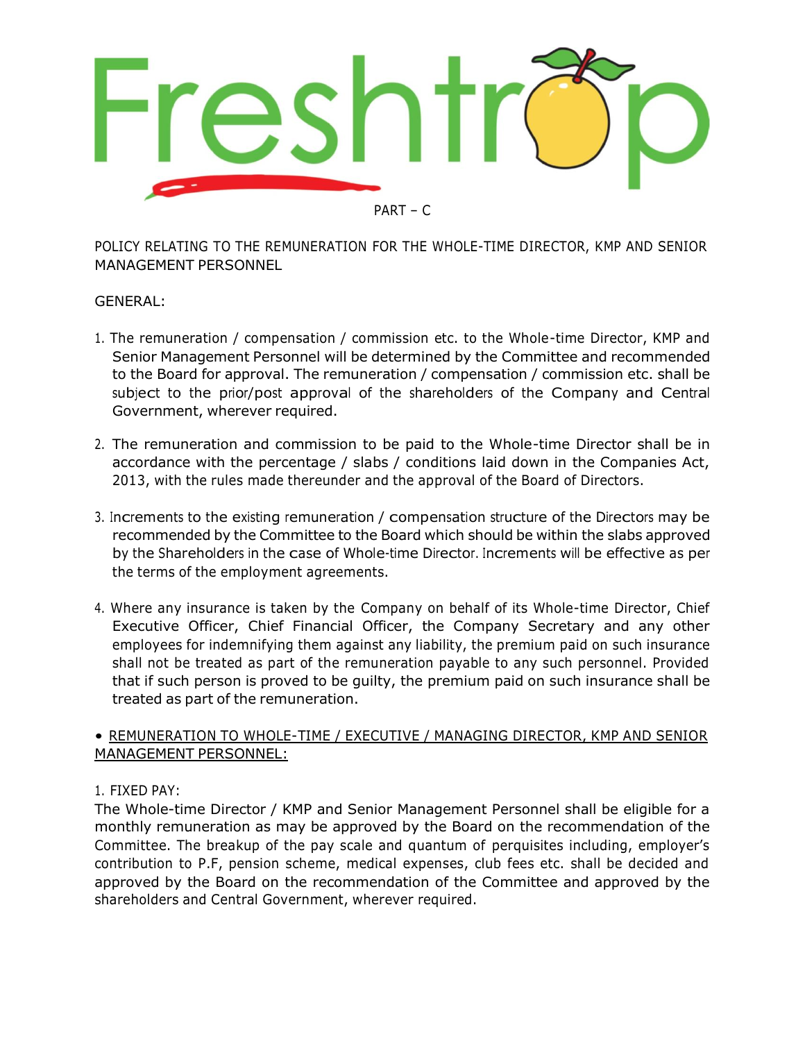PART – C

## POLICY RELATING TO THE REMUNERATION FOR THE WHOLE-TIME DIRECTOR, KMP AND SENIOR MANAGEMENT PERSONNEL

### GENERAL:

1. The remuneration / compensation / commission etc. to the Whole-time Director, KMP and Senior Management Personnel will be determined by the Committee and recommended to the Board for approval. The remuneration / compensation / commission etc. shall be subject to the prior/post approval of the shareholders of the Company and Central Government, wherever required.

2. The remuneration and commission to be paid to the Whole-time Director shall be in accordance with the percentage / slabs / conditions laid down in the Companies Act, 2013, with the rules made thereunder and the approval of the Board of Directors.

3. Increments to the existing remuneration / compensation structure of the Directors may be recommended by the Committee to the Board which should be within the slabs approved by the Shareholders in the case of Whole-time Director. Increments will be effective as per the terms of the employment agreements.

4. Where any insurance is taken by the Company on behalf of its Whole-time Director, Chief Executive Officer, Chief Financial Officer, the Company Secretary and any other employees for indemnifying them against any liability, the premium paid on such insurance shall not be treated as part of the remuneration payable to any such personnel. Provided that if such person is proved to be guilty, the premium paid on such insurance shall be treated as part of the remuneration.

- <u>REMUNERATION TO WHOLE-TIME / EXECUTIVE / MANAGING DIRECTOR, KMP AND SENIOR MANAGEMENT PERSONNEL:</u>

1. FIXED PAY:

The Whole-time Director / KMP and Senior Management Personnel shall be eligible for a monthly remuneration as may be approved by the Board on the recommendation of the Committee. The breakup of the pay scale and quantum of perquisites including, employer's contribution to P.F, pension scheme, medical expenses, club fees etc. shall be decided and approved by the Board on the recommendation of the Committee and approved by the shareholders and Central Government, wherever required.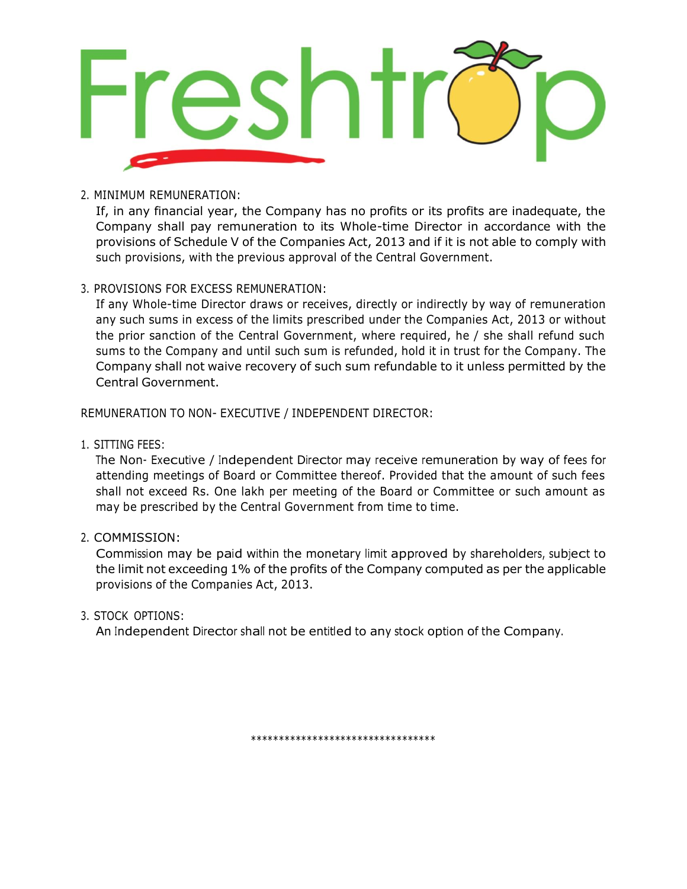2. MINIMUM REMUNERATION:

   If, in any financial year, the Company has no profits or its profits are inadequate, the Company shall pay remuneration to its Whole-time Director in accordance with the provisions of Schedule V of the Companies Act, 2013 and if it is not able to comply with such provisions, with the previous approval of the Central Government.

3. PROVISIONS FOR EXCESS REMUNERATION:

   If any Whole-time Director draws or receives, directly or indirectly by way of remuneration any such sums in excess of the limits prescribed under the Companies Act, 2013 or without the prior sanction of the Central Government, where required, he / she shall refund such sums to the Company and until such sum is refunded, hold it in trust for the Company. The Company shall not waive recovery of such sum refundable to it unless permitted by the Central Government.

REMUNERATION TO NON- EXECUTIVE / INDEPENDENT DIRECTOR:

1. SITTING FEES:

   The Non- Executive / Independent Director may receive remuneration by way of fees for attending meetings of Board or Committee thereof. Provided that the amount of such fees shall not exceed Rs. One lakh per meeting of the Board or Committee or such amount as may be prescribed by the Central Government from time to time.

2. COMMISSION:

   Commission may be paid within the monetary limit approved by shareholders, subject to the limit not exceeding 1% of the profits of the Company computed as per the applicable provisions of the Companies Act, 2013.

3. STOCK OPTIONS:

   An Independent Director shall not be entitled to any stock option of the Company.

********************************